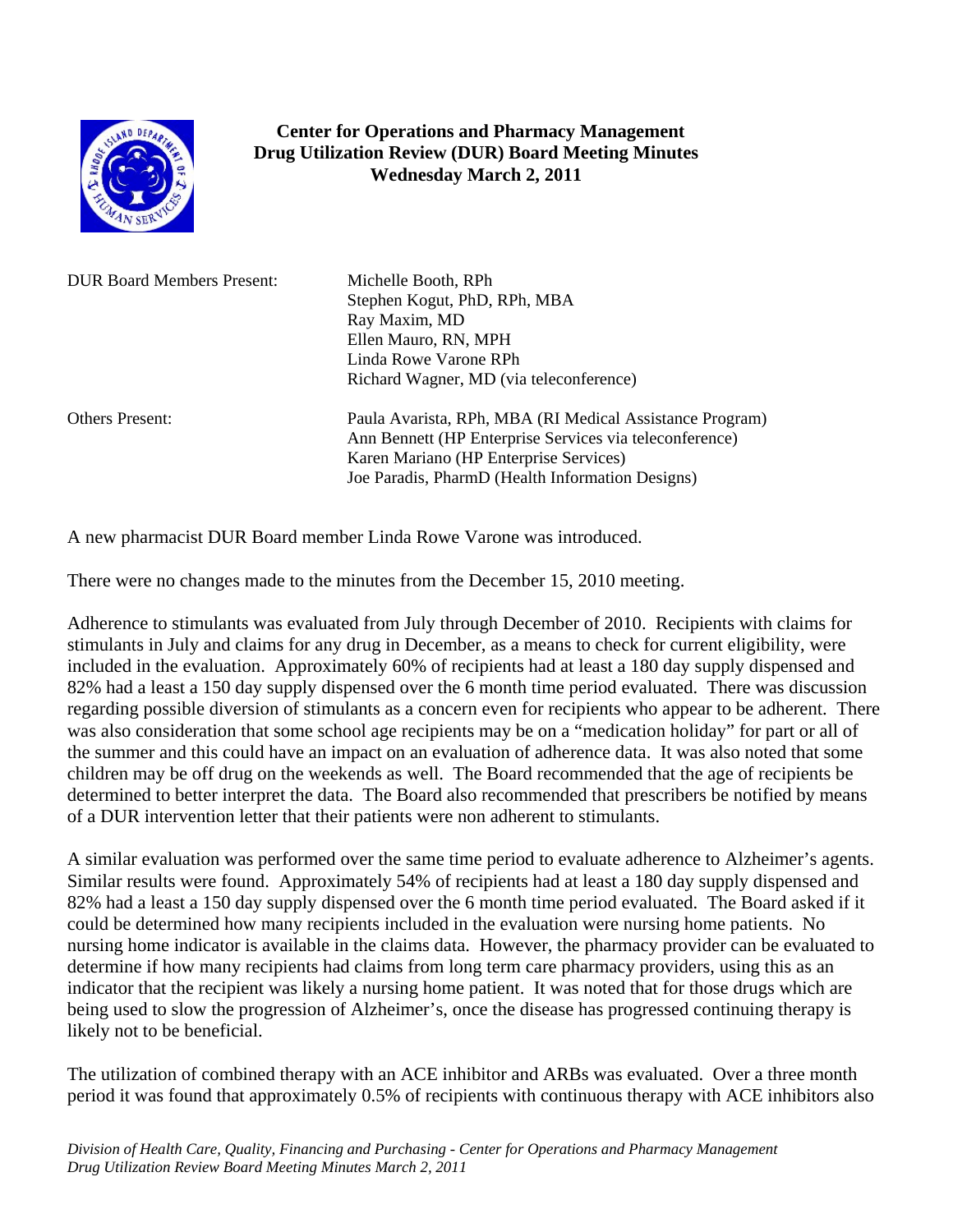**Center for Operations and Pharmacy Management**
**Drug Utilization Review (DUR) Board Meeting Minutes**
**Wednesday March 2, 2011**

| | |
|---|---|
| DUR Board Members Present: | Michelle Booth, RPh<br>Stephen Kogut, PhD, RPh, MBA<br>Ray Maxim, MD<br>Ellen Mauro, RN, MPH<br>Linda Rowe Varone RPh<br>Richard Wagner, MD (via teleconference) |
| Others Present: | Paula Avarista, RPh, MBA (RI Medical Assistance Program)<br>Ann Bennett (HP Enterprise Services via teleconference)<br>Karen Mariano (HP Enterprise Services)<br>Joe Paradis, PharmD (Health Information Designs) |

A new pharmacist DUR Board member Linda Rowe Varone was introduced.

There were no changes made to the minutes from the December 15, 2010 meeting.

Adherence to stimulants was evaluated from July through December of 2010. Recipients with claims for stimulants in July and claims for any drug in December, as a means to check for current eligibility, were included in the evaluation. Approximately 60% of recipients had at least a 180 day supply dispensed and 82% had a least a 150 day supply dispensed over the 6 month time period evaluated. There was discussion regarding possible diversion of stimulants as a concern even for recipients who appear to be adherent. There was also consideration that some school age recipients may be on a "medication holiday" for part or all of the summer and this could have an impact on an evaluation of adherence data. It was also noted that some children may be off drug on the weekends as well. The Board recommended that the age of recipients be determined to better interpret the data. The Board also recommended that prescribers be notified by means of a DUR intervention letter that their patients were non adherent to stimulants.

A similar evaluation was performed over the same time period to evaluate adherence to Alzheimer's agents. Similar results were found. Approximately 54% of recipients had at least a 180 day supply dispensed and 82% had a least a 150 day supply dispensed over the 6 month time period evaluated. The Board asked if it could be determined how many recipients included in the evaluation were nursing home patients. No nursing home indicator is available in the claims data. However, the pharmacy provider can be evaluated to determine if how many recipients had claims from long term care pharmacy providers, using this as an indicator that the recipient was likely a nursing home patient. It was noted that for those drugs which are being used to slow the progression of Alzheimer's, once the disease has progressed continuing therapy is likely not to be beneficial.

The utilization of combined therapy with an ACE inhibitor and ARBs was evaluated. Over a three month period it was found that approximately 0.5% of recipients with continuous therapy with ACE inhibitors also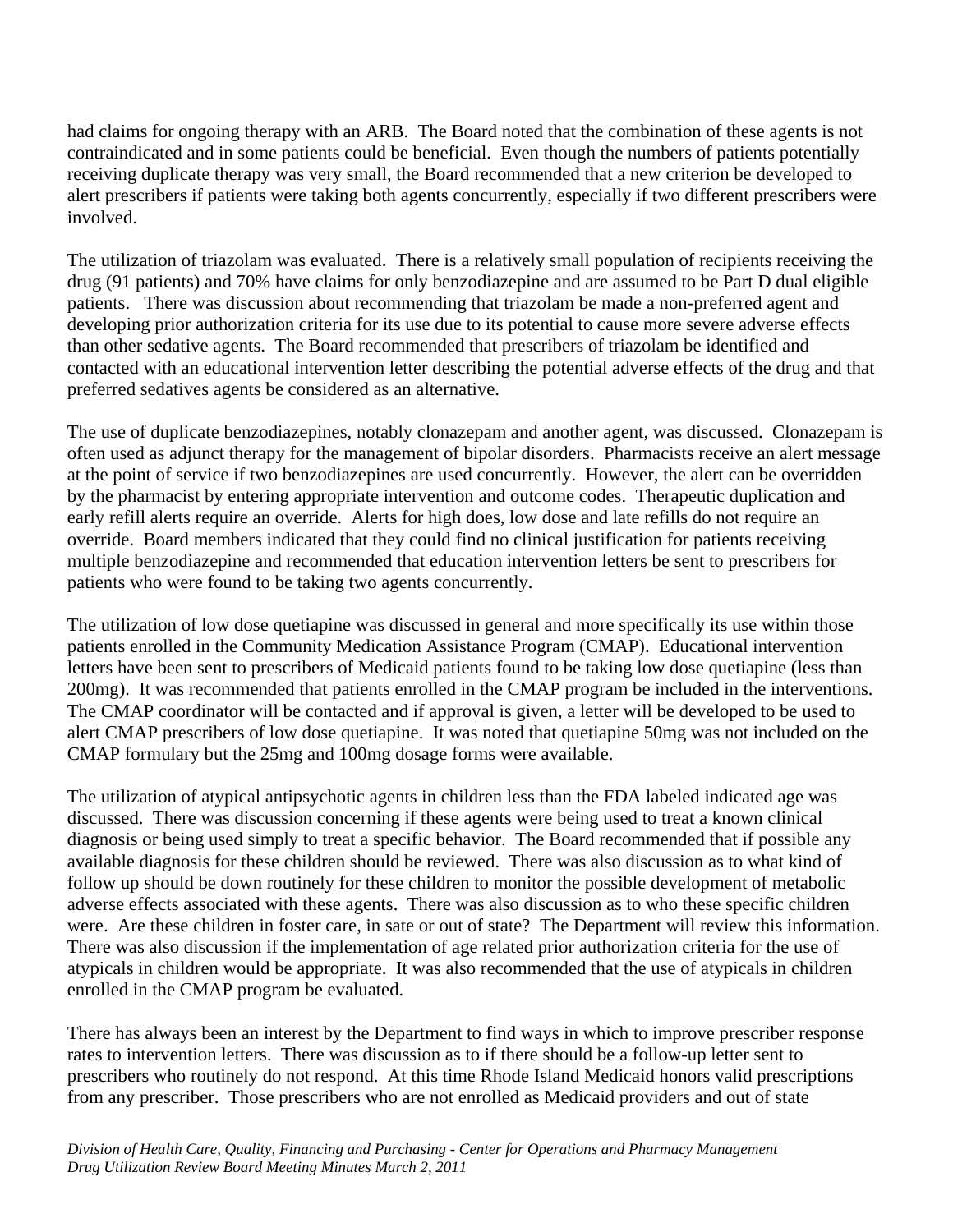had claims for ongoing therapy with an ARB. The Board noted that the combination of these agents is not contraindicated and in some patients could be beneficial. Even though the numbers of patients potentially receiving duplicate therapy was very small, the Board recommended that a new criterion be developed to alert prescribers if patients were taking both agents concurrently, especially if two different prescribers were involved.

The utilization of triazolam was evaluated. There is a relatively small population of recipients receiving the drug (91 patients) and 70% have claims for only benzodiazepine and are assumed to be Part D dual eligible patients. There was discussion about recommending that triazolam be made a non-preferred agent and developing prior authorization criteria for its use due to its potential to cause more severe adverse effects than other sedative agents. The Board recommended that prescribers of triazolam be identified and contacted with an educational intervention letter describing the potential adverse effects of the drug and that preferred sedatives agents be considered as an alternative.

The use of duplicate benzodiazepines, notably clonazepam and another agent, was discussed. Clonazepam is often used as adjunct therapy for the management of bipolar disorders. Pharmacists receive an alert message at the point of service if two benzodiazepines are used concurrently. However, the alert can be overridden by the pharmacist by entering appropriate intervention and outcome codes. Therapeutic duplication and early refill alerts require an override. Alerts for high does, low dose and late refills do not require an override. Board members indicated that they could find no clinical justification for patients receiving multiple benzodiazepine and recommended that education intervention letters be sent to prescribers for patients who were found to be taking two agents concurrently.

The utilization of low dose quetiapine was discussed in general and more specifically its use within those patients enrolled in the Community Medication Assistance Program (CMAP). Educational intervention letters have been sent to prescribers of Medicaid patients found to be taking low dose quetiapine (less than 200mg). It was recommended that patients enrolled in the CMAP program be included in the interventions. The CMAP coordinator will be contacted and if approval is given, a letter will be developed to be used to alert CMAP prescribers of low dose quetiapine. It was noted that quetiapine 50mg was not included on the CMAP formulary but the 25mg and 100mg dosage forms were available.

The utilization of atypical antipsychotic agents in children less than the FDA labeled indicated age was discussed. There was discussion concerning if these agents were being used to treat a known clinical diagnosis or being used simply to treat a specific behavior. The Board recommended that if possible any available diagnosis for these children should be reviewed. There was also discussion as to what kind of follow up should be down routinely for these children to monitor the possible development of metabolic adverse effects associated with these agents. There was also discussion as to who these specific children were. Are these children in foster care, in sate or out of state? The Department will review this information. There was also discussion if the implementation of age related prior authorization criteria for the use of atypicals in children would be appropriate. It was also recommended that the use of atypicals in children enrolled in the CMAP program be evaluated.

There has always been an interest by the Department to find ways in which to improve prescriber response rates to intervention letters. There was discussion as to if there should be a follow-up letter sent to prescribers who routinely do not respond. At this time Rhode Island Medicaid honors valid prescriptions from any prescriber. Those prescribers who are not enrolled as Medicaid providers and out of state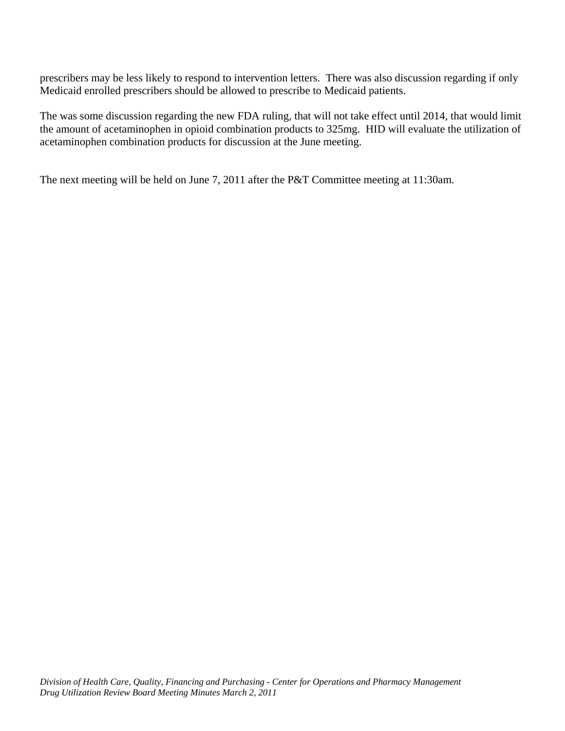prescribers may be less likely to respond to intervention letters. There was also discussion regarding if only Medicaid enrolled prescribers should be allowed to prescribe to Medicaid patients.

The was some discussion regarding the new FDA ruling, that will not take effect until 2014, that would limit the amount of acetaminophen in opioid combination products to 325mg. HID will evaluate the utilization of acetaminophen combination products for discussion at the June meeting.

The next meeting will be held on June 7, 2011 after the P&T Committee meeting at 11:30am.